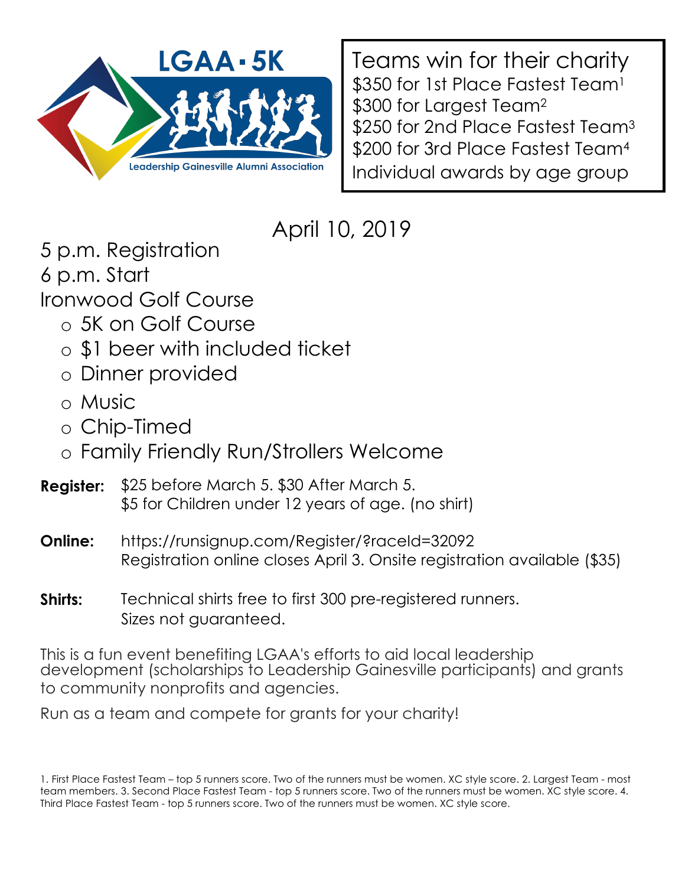# LGAA · 5K

Leadership Gainesville Alumni Association

Teams win for their charity
$350 for 1st Place Fastest Team[1]
$300 for Largest Team[2]
$250 for 2nd Place Fastest Team[3]
$200 for 3rd Place Fastest Team[4]
Individual awards by age group

## April 10, 2019

5 p.m. Registration
6 p.m. Start
Ironwood Golf Course

- 5K on Golf Course
- $1 beer with included ticket
- Dinner provided
- Music
- Chip-Timed
- Family Friendly Run/Strollers Welcome

**Register:** $25 before March 5. $30 After March 5.
$5 for Children under 12 years of age. (no shirt)

**Online:** https://runsignup.com/Register/?raceId=32092
Registration online closes April 3. Onsite registration available ($35)

**Shirts:** Technical shirts free to first 300 pre-registered runners.
Sizes not guaranteed.

This is a fun event benefiting LGAA's efforts to aid local leadership development (scholarships to Leadership Gainesville participants) and grants to community nonprofits and agencies.

Run as a team and compete for grants for your charity!

1. First Place Fastest Team – top 5 runners score. Two of the runners must be women. XC style score. 2. Largest Team - most team members. 3. Second Place Fastest Team - top 5 runners score. Two of the runners must be women. XC style score. 4. Third Place Fastest Team - top 5 runners score. Two of the runners must be women. XC style score.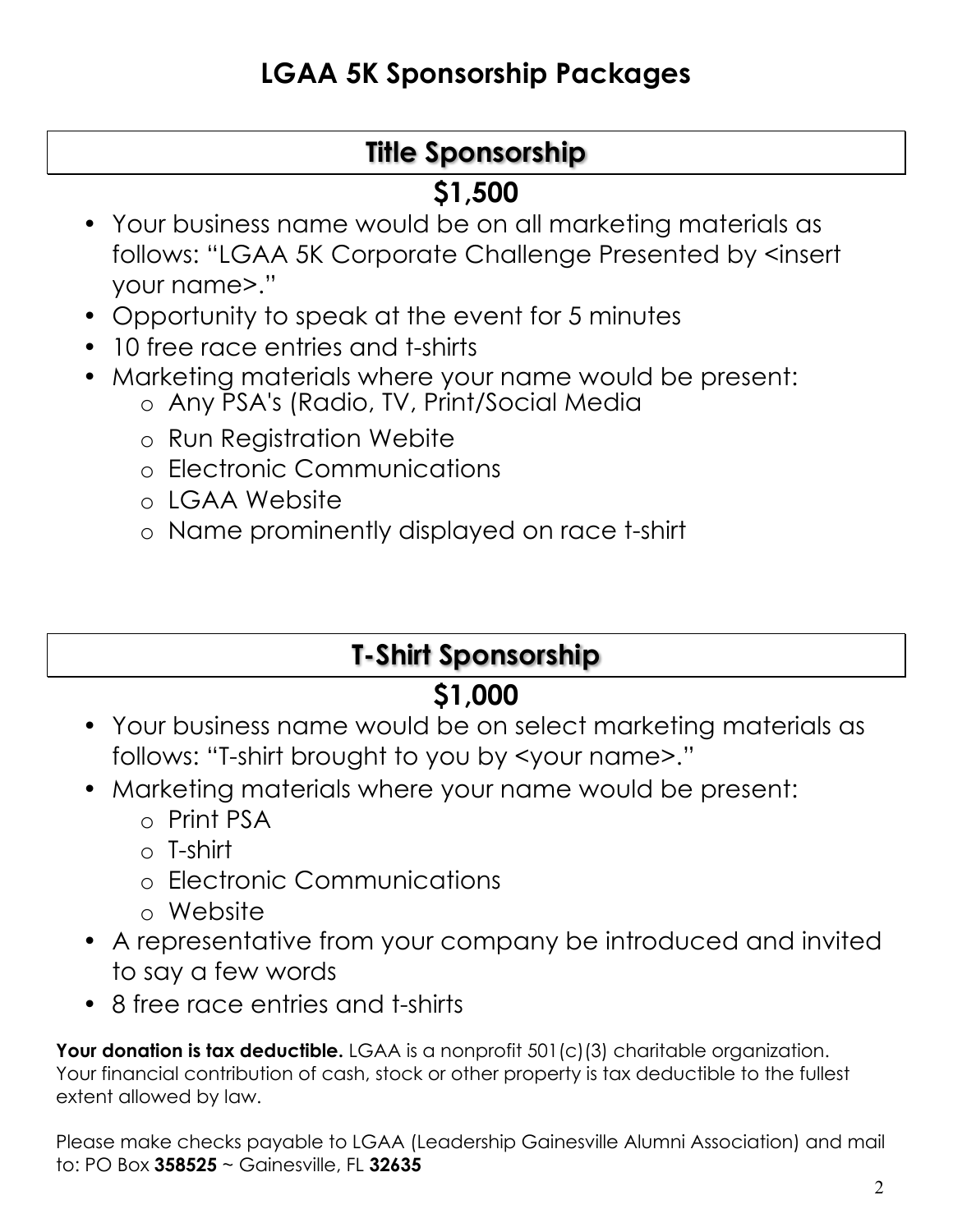# LGAA 5K Sponsorship Packages

## Title Sponsorship

### $1,500

- Your business name would be on all marketing materials as follows: "LGAA 5K Corporate Challenge Presented by <insert your name>."
- Opportunity to speak at the event for 5 minutes
- 10 free race entries and t-shirts
- Marketing materials where your name would be present:
  - Any PSA's (Radio, TV, Print/Social Media
  - Run Registration Webite
  - Electronic Communications
  - LGAA Website
  - Name prominently displayed on race t-shirt

## T-Shirt Sponsorship

### $1,000

- Your business name would be on select marketing materials as follows: "T-shirt brought to you by <your name>."
- Marketing materials where your name would be present:
  - Print PSA
  - T-shirt
  - Electronic Communications
  - Website
- A representative from your company be introduced and invited to say a few words
- 8 free race entries and t-shirts

**Your donation is tax deductible.** LGAA is a nonprofit 501(c)(3) charitable organization. Your financial contribution of cash, stock or other property is tax deductible to the fullest extent allowed by law.

Please make checks payable to LGAA (Leadership Gainesville Alumni Association) and mail to: PO Box **358525** ~ Gainesville, FL **32635**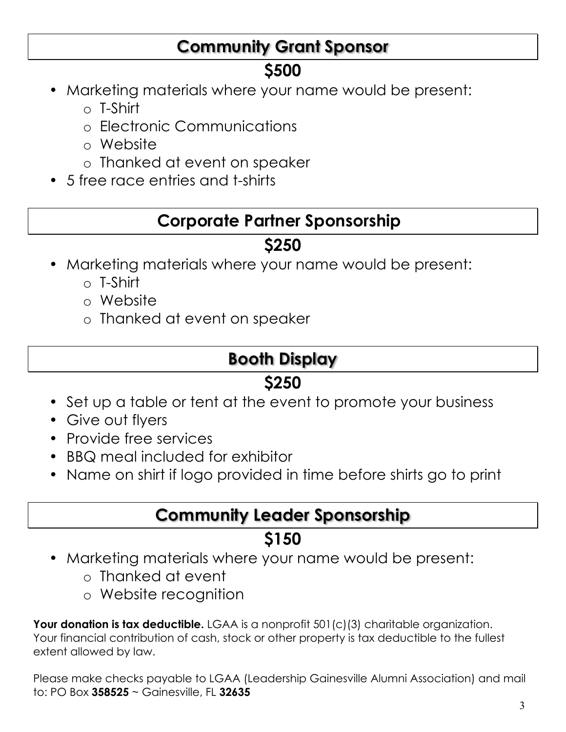## Community Grant Sponsor

**$500**

- Marketing materials where your name would be present:
  - T-Shirt
  - Electronic Communications
  - Website
  - Thanked at event on speaker
- 5 free race entries and t-shirts

## Corporate Partner Sponsorship

**$250**

- Marketing materials where your name would be present:
  - T-Shirt
  - Website
  - Thanked at event on speaker

## Booth Display

**$250**

- Set up a table or tent at the event to promote your business
- Give out flyers
- Provide free services
- BBQ meal included for exhibitor
- Name on shirt if logo provided in time before shirts go to print

## Community Leader Sponsorship

**$150**

- Marketing materials where your name would be present:
  - Thanked at event
  - Website recognition

**Your donation is tax deductible.** LGAA is a nonprofit 501(c)(3) charitable organization. Your financial contribution of cash, stock or other property is tax deductible to the fullest extent allowed by law.

Please make checks payable to LGAA (Leadership Gainesville Alumni Association) and mail to: PO Box **358525** ~ Gainesville, FL **32635**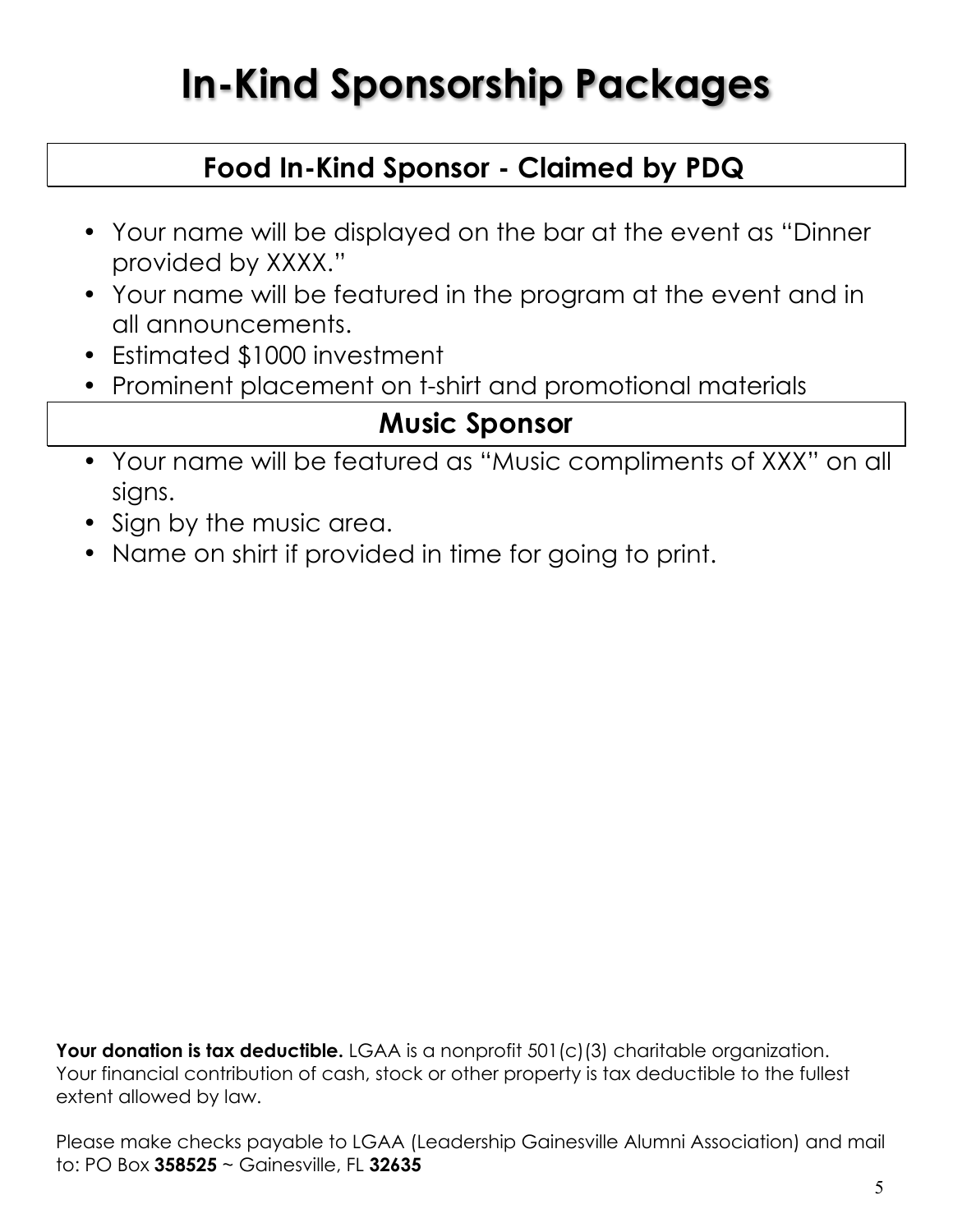# In-Kind Sponsorship Packages

## Food In-Kind Sponsor - Claimed by PDQ

- Your name will be displayed on the bar at the event as "Dinner provided by XXXX."
- Your name will be featured in the program at the event and in all announcements.
- Estimated $1000 investment
- Prominent placement on t-shirt and promotional materials

## Music Sponsor

- Your name will be featured as "Music compliments of XXX" on all signs.
- Sign by the music area.
- Name on shirt if provided in time for going to print.

**Your donation is tax deductible.** LGAA is a nonprofit 501(c)(3) charitable organization. Your financial contribution of cash, stock or other property is tax deductible to the fullest extent allowed by law.

Please make checks payable to LGAA (Leadership Gainesville Alumni Association) and mail to: PO Box **358525** ~ Gainesville, FL **32635**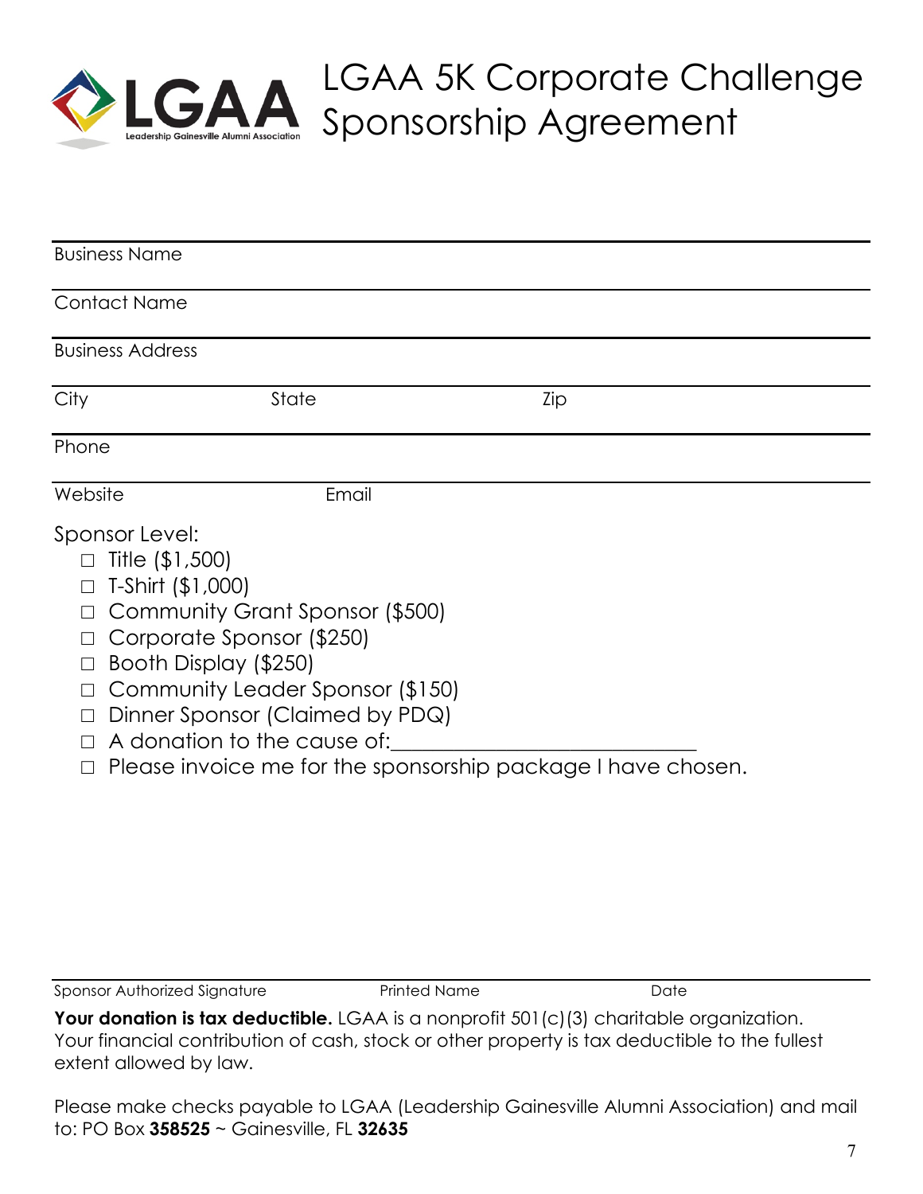# LGAA 5K Corporate Challenge Sponsorship Agreement

Business Name

Contact Name

Business Address

City State Zip

Phone

Website Email

Sponsor Level:

- ☐ Title ($1,500)
- ☐ T-Shirt ($1,000)
- ☐ Community Grant Sponsor ($500)
- ☐ Corporate Sponsor ($250)
- ☐ Booth Display ($250)
- ☐ Community Leader Sponsor ($150)
- ☐ Dinner Sponsor (Claimed by PDQ)
- ☐ A donation to the cause of:___________________________
- ☐ Please invoice me for the sponsorship package I have chosen.

Sponsor Authorized Signature Printed Name Date

**Your donation is tax deductible.** LGAA is a nonprofit 501(c)(3) charitable organization. Your financial contribution of cash, stock or other property is tax deductible to the fullest extent allowed by law.

Please make checks payable to LGAA (Leadership Gainesville Alumni Association) and mail to: PO Box **358525** ~ Gainesville, FL **32635**